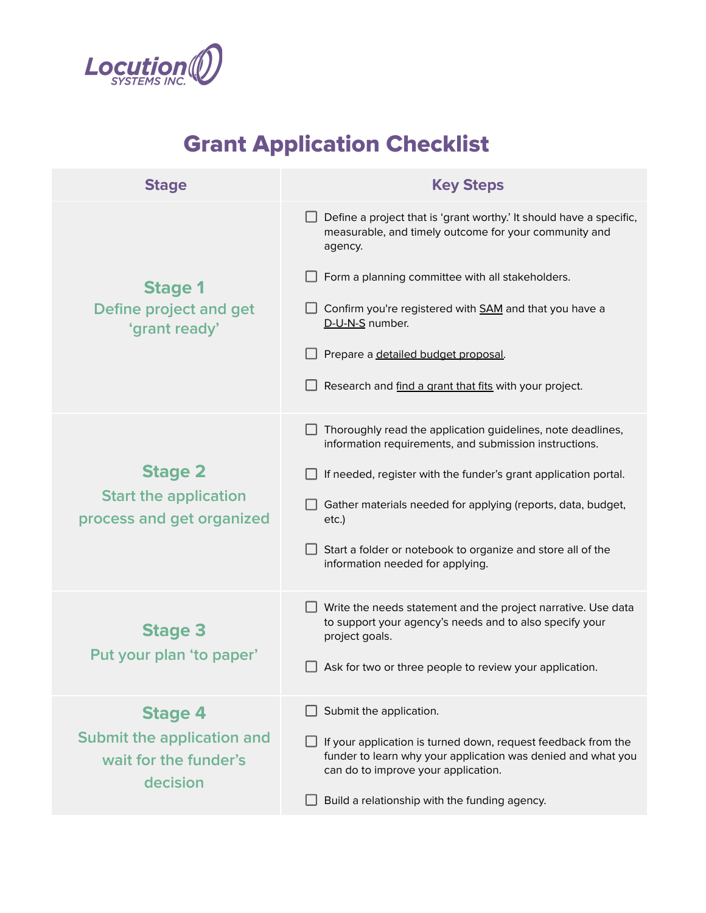Locution SYSTEMS INC.

# Grant Application Checklist

| Stage | Key Steps |
| --- | --- |
| **Stage 1** Define project and get 'grant ready' | ☐ Define a project that is 'grant worthy.' It should have a specific, measurable, and timely outcome for your community and agency.<br><br>☐ Form a planning committee with all stakeholders.<br><br>☐ Confirm you're registered with SAM and that you have a D-U-N-S number.<br><br>☐ Prepare a detailed budget proposal.<br><br>☐ Research and find a grant that fits with your project. |
| **Stage 2** Start the application process and get organized | ☐ Thoroughly read the application guidelines, note deadlines, information requirements, and submission instructions.<br><br>☐ If needed, register with the funder's grant application portal.<br><br>☐ Gather materials needed for applying (reports, data, budget, etc.)<br><br>☐ Start a folder or notebook to organize and store all of the information needed for applying. |
| **Stage 3** Put your plan 'to paper' | ☐ Write the needs statement and the project narrative. Use data to support your agency's needs and to also specify your project goals.<br><br>☐ Ask for two or three people to review your application. |
| **Stage 4** Submit the application and wait for the funder's decision | ☐ Submit the application.<br><br>☐ If your application is turned down, request feedback from the funder to learn why your application was denied and what you can do to improve your application.<br><br>☐ Build a relationship with the funding agency. |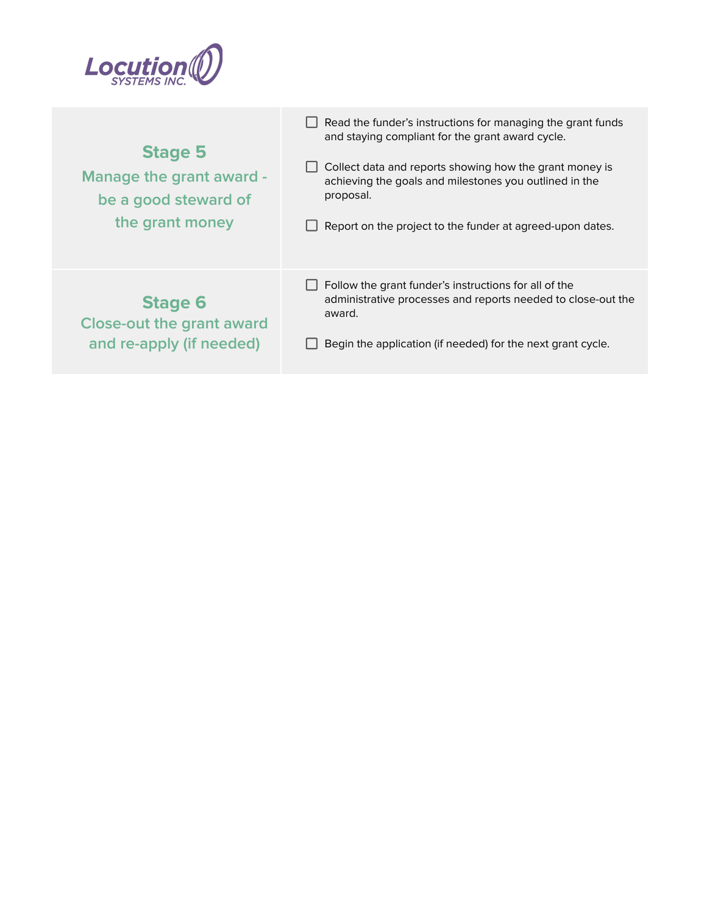| | |
|---|---|
| **Stage 5**<br>Manage the grant award - be a good steward of the grant money | ☐ Read the funder's instructions for managing the grant funds and staying compliant for the grant award cycle.<br><br>☐ Collect data and reports showing how the grant money is achieving the goals and milestones you outlined in the proposal.<br><br>☐ Report on the project to the funder at agreed-upon dates. |
| **Stage 6**<br>Close-out the grant award and re-apply (if needed) | ☐ Follow the grant funder's instructions for all of the administrative processes and reports needed to close-out the award.<br><br>☐ Begin the application (if needed) for the next grant cycle. |